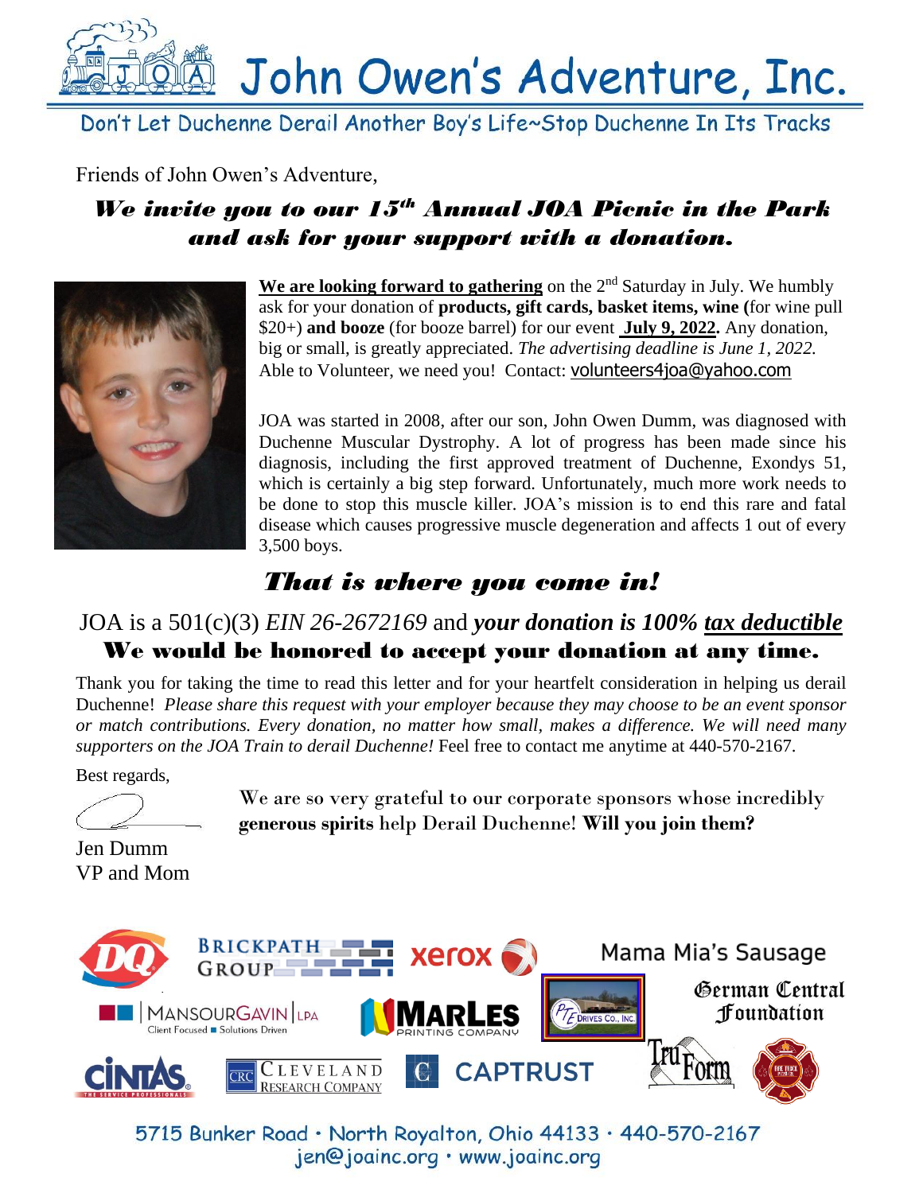// John Owen's Adventure, Inc.

Don't Let Duchenne Derail Another Boy's Life~Stop Duchenne In Its Tracks

Friends of John Owen's Adventure,

## *We invite you to our 15th Annual JOA Picnic in the Park and ask for your support with a donation.*

**We are looking forward to gathering** on the 2nd Saturday in July. We humbly ask for your donation of **products, gift cards, basket items, wine (**for wine pull $20+) **and booze** (for booze barrel) for our event **July 9, 2022.** Any donation, big or small, is greatly appreciated. *The advertising deadline is June 1, 2022.* Able to Volunteer, we need you! Contact: volunteers4joa@yahoo.com

JOA was started in 2008, after our son, John Owen Dumm, was diagnosed with Duchenne Muscular Dystrophy. A lot of progress has been made since his diagnosis, including the first approved treatment of Duchenne, Exondys 51, which is certainly a big step forward. Unfortunately, much more work needs to be done to stop this muscle killer. JOA's mission is to end this rare and fatal disease which causes progressive muscle degeneration and affects 1 out of every 3,500 boys.

## *That is where you come in!*

JOA is a 501(c)(3) *EIN 26-2672169* and ***your donation is 100% tax deductible***

**We would be honored to accept your donation at any time.**

Thank you for taking the time to read this letter and for your heartfelt consideration in helping us derail Duchenne! *Please share this request with your employer because they may choose to be an event sponsor or match contributions. Every donation, no matter how small, makes a difference. We will need many supporters on the JOA Train to derail Duchenne!* Feel free to contact me anytime at 440-570-2167.

Best regards,

Jen Dumm
VP and Mom

We are so very grateful to our corporate sponsors whose incredibly **generous spirits** help Derail Duchenne! **Will you join them?**

DQ · Brickpath Group · xerox · Mama Mia's Sausage · MansourGavin LPA (Client Focused ■ Solutions Driven) · Marles Printing Company · PTE Drives Co., Inc. · German Central Foundation · Cintas · Cleveland Research Company · Captrust · TruForm

5715 Bunker Road · North Royalton, Ohio 44133 · 440-570-2167
jen@joainc.org · www.joainc.org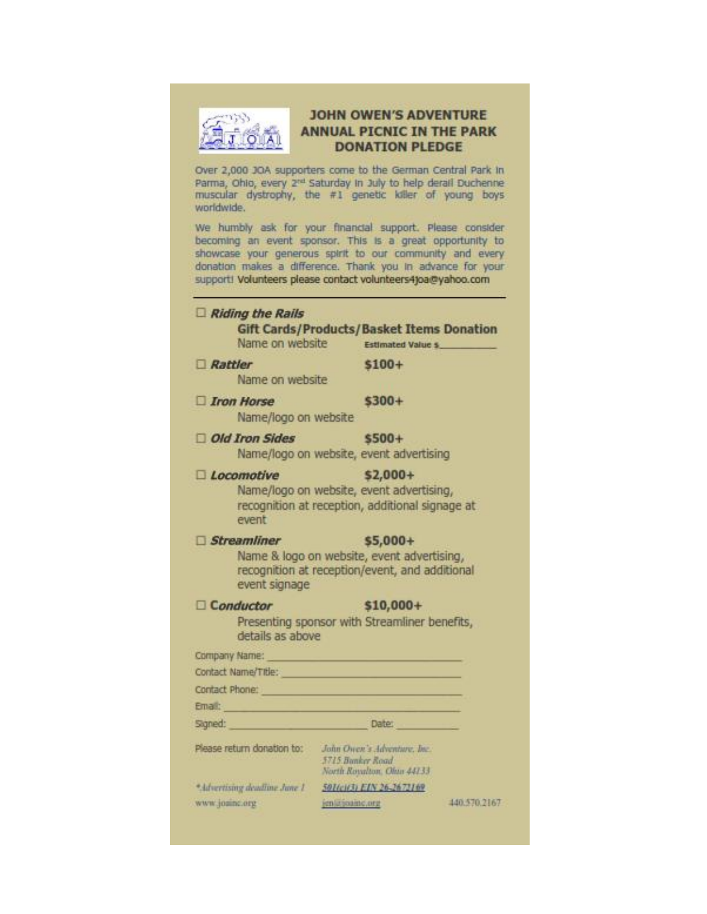## JOHN OWEN'S ADVENTURE ANNUAL PICNIC IN THE PARK DONATION PLEDGE

Over 2,000 JOA supporters come to the German Central Park in Parma, Ohio, every 2nd Saturday in July to help derail Duchenne muscular dystrophy, the #1 genetic killer of young boys worldwide.

We humbly ask for your financial support. Please consider becoming an event sponsor. This is a great opportunity to showcase your generous spirit to our community and every donation makes a difference. Thank you in advance for your support! Volunteers please contact volunteers4joa@yahoo.com

---

☐ ***Riding the Rails***
**Gift Cards/Products/Basket Items Donation**
Name on website **Estimated Value $\_\_\_\_\_\_\_\_\_\_**

☐ ***Rattler*** **$100+**
Name on website

☐ ***Iron Horse*** **$300+**
Name/logo on website

☐ ***Old Iron Sides*** **$500+**
Name/logo on website, event advertising

☐ ***Locomotive*** **$2,000+**
Name/logo on website, event advertising, recognition at reception, additional signage at event

☐ ***Streamliner*** **$5,000+**
Name & logo on website, event advertising, recognition at reception/event, and additional event signage

☐ ***Conductor*** **$10,000+**
Presenting sponsor with Streamliner benefits, details as above

Company Name: \_\_\_\_\_\_\_\_\_\_\_\_\_\_\_\_\_\_\_\_\_\_\_\_\_\_\_\_\_\_

Contact Name/Title: \_\_\_\_\_\_\_\_\_\_\_\_\_\_\_\_\_\_\_\_\_\_\_\_\_\_\_

Contact Phone: \_\_\_\_\_\_\_\_\_\_\_\_\_\_\_\_\_\_\_\_\_\_\_\_\_\_\_\_\_\_

Email: \_\_\_\_\_\_\_\_\_\_\_\_\_\_\_\_\_\_\_\_\_\_\_\_\_\_\_\_\_\_\_\_\_\_\_\_

Signed: \_\_\_\_\_\_\_\_\_\_\_\_\_\_\_\_\_\_\_\_\_\_ Date: \_\_\_\_\_\_\_\_\_\_

Please return donation to: *John Owen's Adventure, Inc.*
*5715 Bunker Road*
*North Royalton, Ohio 44133*

*Advertising deadline June 1

501(c)(3) EIN 26-2672169

www.joainc.org jen@joainc.org 440.570.2167